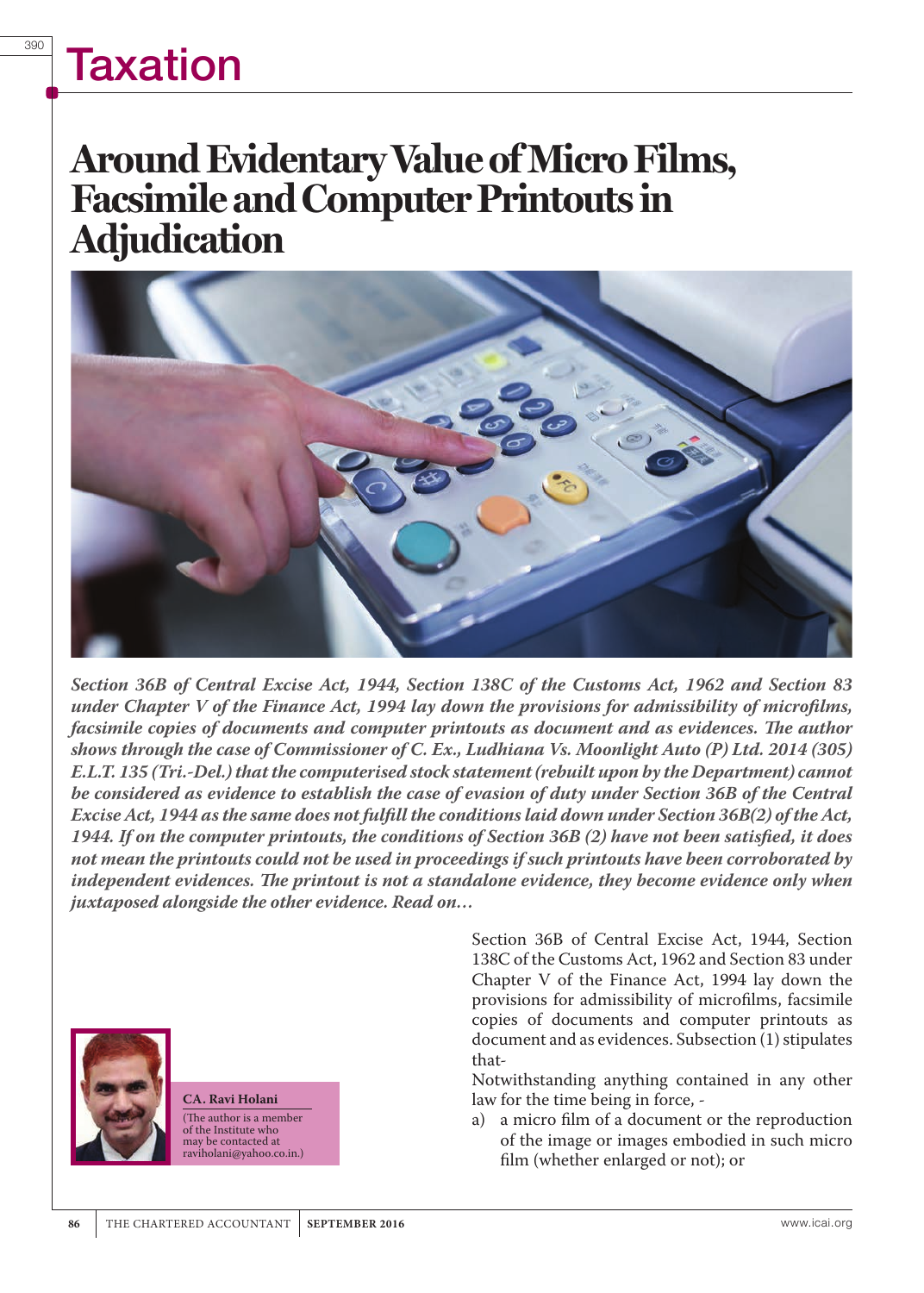# Around Evidentary Value of Micro Films, Facsimile and Computer Printouts in Adjudication

*Section 36B of Central Excise Act, 1944, Section 138C of the Customs Act, 1962 and Section 83 under Chapter V of the Finance Act, 1994 lay down the provisions for admissibility of microfilms, facsimile copies of documents and computer printouts as document and as evidences. The author shows through the case of Commissioner of C. Ex., Ludhiana Vs. Moonlight Auto (P) Ltd. 2014 (305) E.L.T. 135 (Tri.-Del.) that the computerised stock statement (rebuilt upon by the Department) cannot be considered as evidence to establish the case of evasion of duty under Section 36B of the Central Excise Act, 1944 as the same does not fulfill the conditions laid down under Section 36B(2) of the Act, 1944. If on the computer printouts, the conditions of Section 36B (2) have not been satisfied, it does not mean the printouts could not be used in proceedings if such printouts have been corroborated by independent evidences. The printout is not a standalone evidence, they become evidence only when juxtaposed alongside the other evidence. Read on…*

**CA. Ravi Holani**
(The author is a member of the Institute who may be contacted at raviholani@yahoo.co.in.)

Section 36B of Central Excise Act, 1944, Section 138C of the Customs Act, 1962 and Section 83 under Chapter V of the Finance Act, 1994 lay down the provisions for admissibility of microfilms, facsimile copies of documents and computer printouts as document and as evidences. Subsection (1) stipulates that-

Notwithstanding anything contained in any other law for the time being in force, -

a) a micro film of a document or the reproduction of the image or images embodied in such micro film (whether enlarged or not); or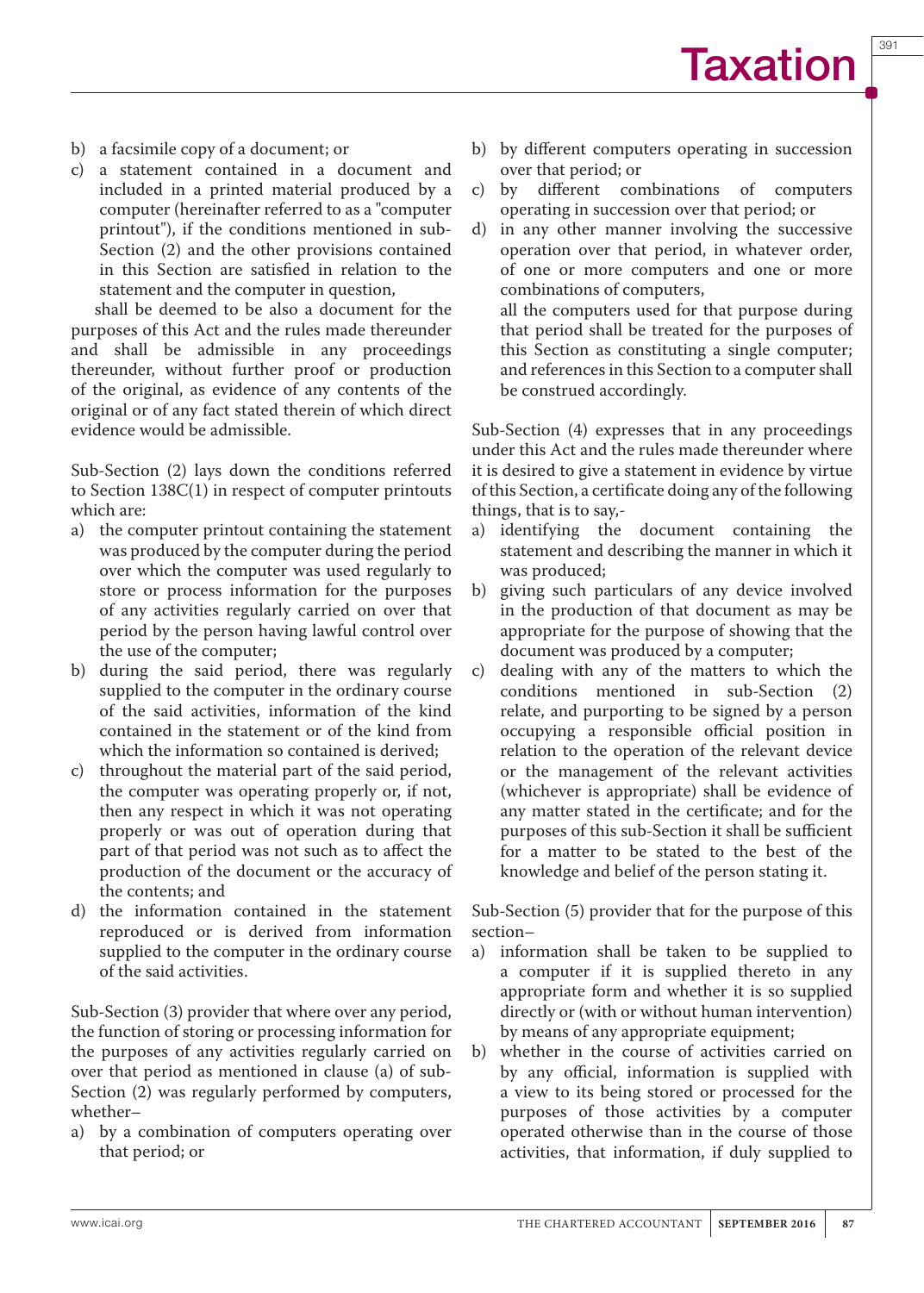b) a facsimile copy of a document; or
c) a statement contained in a document and included in a printed material produced by a computer (hereinafter referred to as a "computer printout"), if the conditions mentioned in sub-Section (2) and the other provisions contained in this Section are satisfied in relation to the statement and the computer in question,

shall be deemed to be also a document for the purposes of this Act and the rules made thereunder and shall be admissible in any proceedings thereunder, without further proof or production of the original, as evidence of any contents of the original or of any fact stated therein of which direct evidence would be admissible.

Sub-Section (2) lays down the conditions referred to Section 138C(1) in respect of computer printouts which are:

a) the computer printout containing the statement was produced by the computer during the period over which the computer was used regularly to store or process information for the purposes of any activities regularly carried on over that period by the person having lawful control over the use of the computer;
b) during the said period, there was regularly supplied to the computer in the ordinary course of the said activities, information of the kind contained in the statement or of the kind from which the information so contained is derived;
c) throughout the material part of the said period, the computer was operating properly or, if not, then any respect in which it was not operating properly or was out of operation during that part of that period was not such as to affect the production of the document or the accuracy of the contents; and
d) the information contained in the statement reproduced or is derived from information supplied to the computer in the ordinary course of the said activities.

Sub-Section (3) provider that where over any period, the function of storing or processing information for the purposes of any activities regularly carried on over that period as mentioned in clause (a) of sub-Section (2) was regularly performed by computers, whether–

a) by a combination of computers operating over that period; or
b) by different computers operating in succession over that period; or
c) by different combinations of computers operating in succession over that period; or
d) in any other manner involving the successive operation over that period, in whatever order, of one or more computers and one or more combinations of computers,

all the computers used for that purpose during that period shall be treated for the purposes of this Section as constituting a single computer; and references in this Section to a computer shall be construed accordingly.

Sub-Section (4) expresses that in any proceedings under this Act and the rules made thereunder where it is desired to give a statement in evidence by virtue of this Section, a certificate doing any of the following things, that is to say,-

a) identifying the document containing the statement and describing the manner in which it was produced;
b) giving such particulars of any device involved in the production of that document as may be appropriate for the purpose of showing that the document was produced by a computer;
c) dealing with any of the matters to which the conditions mentioned in sub-Section (2) relate, and purporting to be signed by a person occupying a responsible official position in relation to the operation of the relevant device or the management of the relevant activities (whichever is appropriate) shall be evidence of any matter stated in the certificate; and for the purposes of this sub-Section it shall be sufficient for a matter to be stated to the best of the knowledge and belief of the person stating it.

Sub-Section (5) provider that for the purpose of this section–

a) information shall be taken to be supplied to a computer if it is supplied thereto in any appropriate form and whether it is so supplied directly or (with or without human intervention) by means of any appropriate equipment;
b) whether in the course of activities carried on by any official, information is supplied with a view to its being stored or processed for the purposes of those activities by a computer operated otherwise than in the course of those activities, that information, if duly supplied to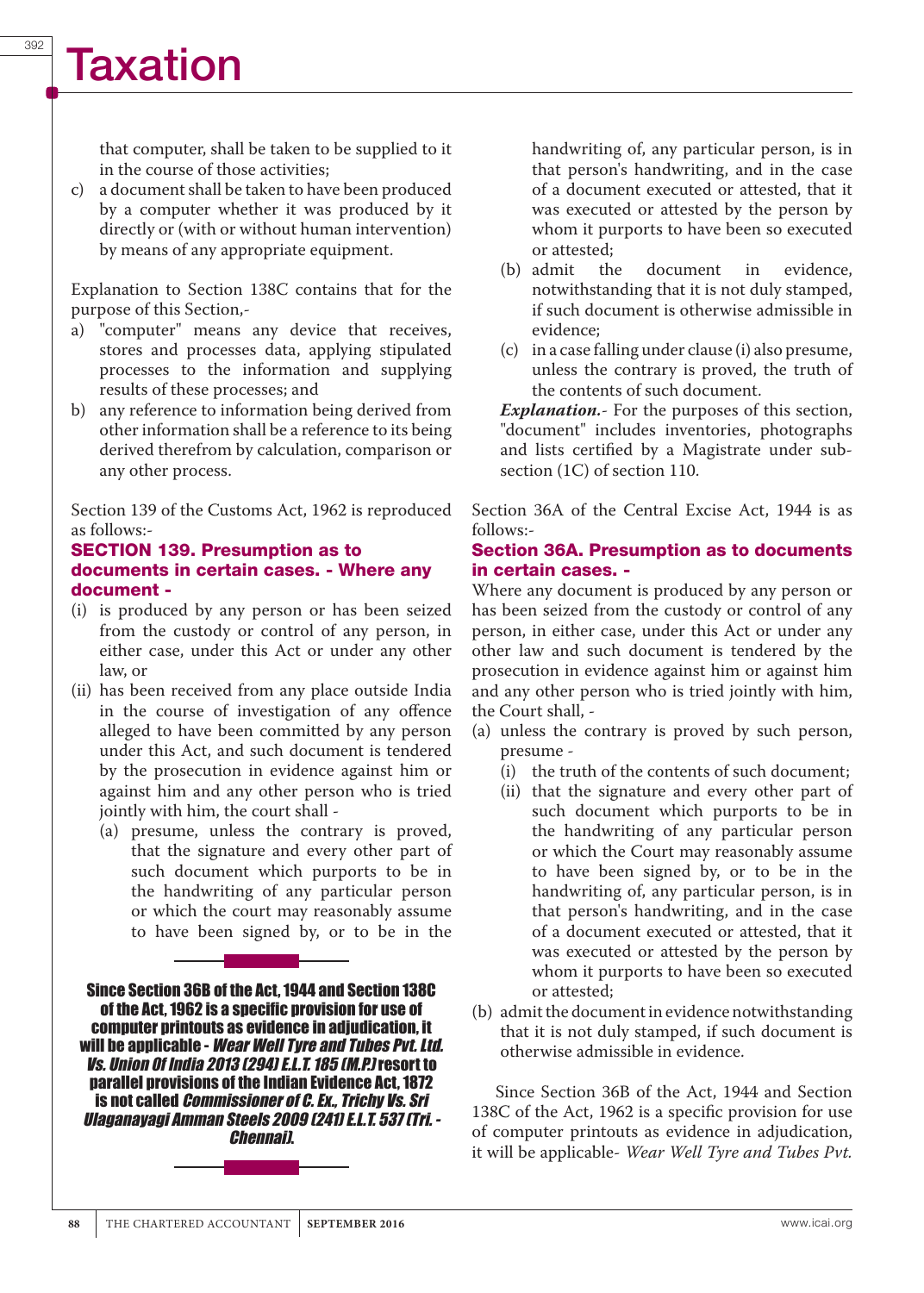that computer, shall be taken to be supplied to it in the course of those activities;

c) a document shall be taken to have been produced by a computer whether it was produced by it directly or (with or without human intervention) by means of any appropriate equipment.

Explanation to Section 138C contains that for the purpose of this Section,-

a) "computer" means any device that receives, stores and processes data, applying stipulated processes to the information and supplying results of these processes; and
b) any reference to information being derived from other information shall be a reference to its being derived therefrom by calculation, comparison or any other process.

Section 139 of the Customs Act, 1962 is reproduced as follows:-

### SECTION 139. Presumption as to documents in certain cases. - Where any document -

(i) is produced by any person or has been seized from the custody or control of any person, in either case, under this Act or under any other law, or

(ii) has been received from any place outside India in the course of investigation of any offence alleged to have been committed by any person under this Act, and such document is tendered by the prosecution in evidence against him or against him and any other person who is tried jointly with him, the court shall -

   (a) presume, unless the contrary is proved, that the signature and every other part of such document which purports to be in the handwriting of any particular person or which the court may reasonably assume to have been signed by, or to be in the handwriting of, any particular person, is in that person's handwriting, and in the case of a document executed or attested, that it was executed or attested by the person by whom it purports to have been so executed or attested;

   (b) admit the document in evidence, notwithstanding that it is not duly stamped, if such document is otherwise admissible in evidence;

   (c) in a case falling under clause (i) also presume, unless the contrary is proved, the truth of the contents of such document.

***Explanation.***- For the purposes of this section, "document" includes inventories, photographs and lists certified by a Magistrate under sub-section (1C) of section 110.

**Since Section 36B of the Act, 1944 and Section 138C of the Act, 1962 is a specific provision for use of computer printouts as evidence in adjudication, it will be applicable - *Wear Well Tyre and Tubes Pvt. Ltd. Vs. Union Of India 2013 (294) E.L.T. 185 (M.P.)* resort to parallel provisions of the Indian Evidence Act, 1872 is not called *Commissioner of C. Ex., Trichy Vs. Sri Ulaganayagi Amman Steels 2009 (241) E.L.T. 537 (Tri. - Chennai).***

Section 36A of the Central Excise Act, 1944 is as follows:-

### Section 36A. Presumption as to documents in certain cases. -

Where any document is produced by any person or has been seized from the custody or control of any person, in either case, under this Act or under any other law and such document is tendered by the prosecution in evidence against him or against him and any other person who is tried jointly with him, the Court shall, -

(a) unless the contrary is proved by such person, presume -
   (i) the truth of the contents of such document;
   (ii) that the signature and every other part of such document which purports to be in the handwriting of any particular person or which the Court may reasonably assume to have been signed by, or to be in the handwriting of, any particular person, is in that person's handwriting, and in the case of a document executed or attested, that it was executed or attested by the person by whom it purports to have been so executed or attested;
(b) admit the document in evidence notwithstanding that it is not duly stamped, if such document is otherwise admissible in evidence.

Since Section 36B of the Act, 1944 and Section 138C of the Act, 1962 is a specific provision for use of computer printouts as evidence in adjudication, it will be applicable- *Wear Well Tyre and Tubes Pvt.*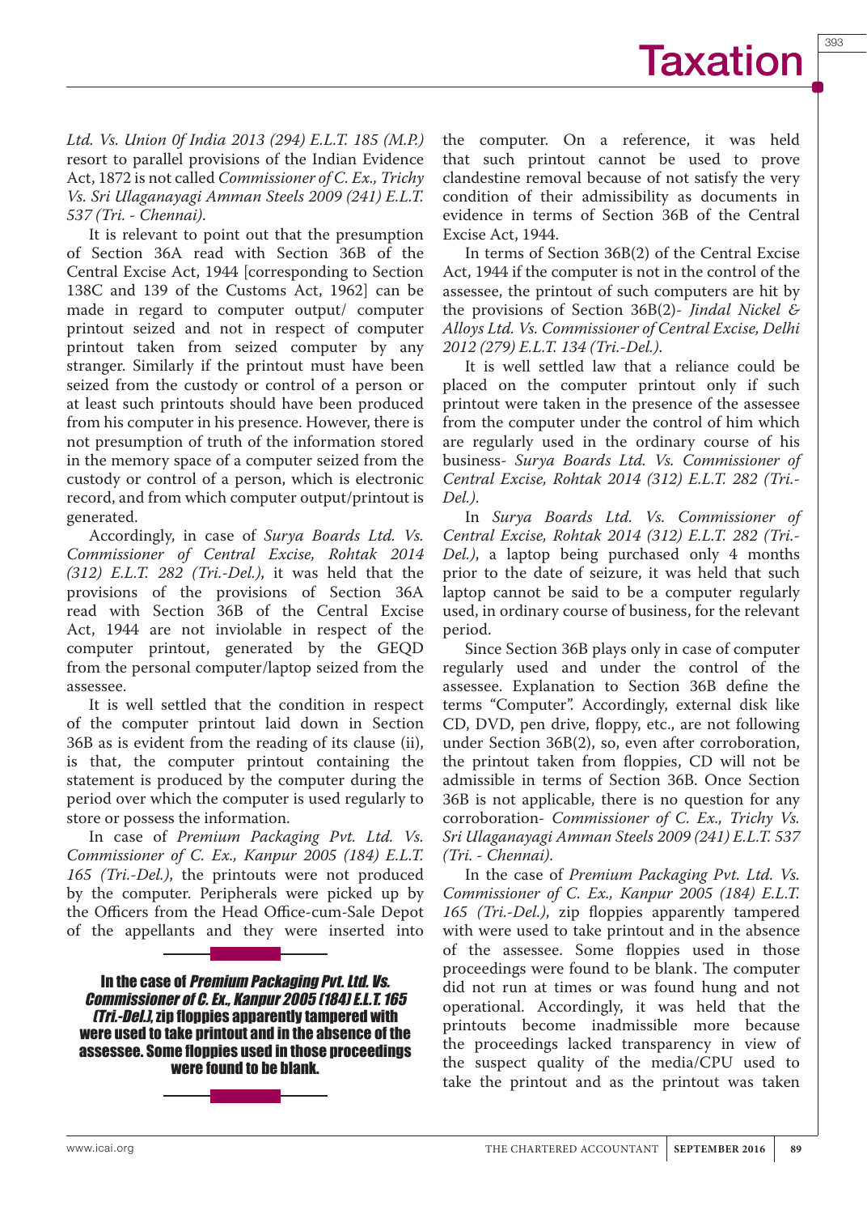*Ltd. Vs. Union 0f India 2013 (294) E.L.T. 185 (M.P.)* resort to parallel provisions of the Indian Evidence Act, 1872 is not called *Commissioner of C. Ex., Trichy Vs. Sri Ulaganayagi Amman Steels 2009 (241) E.L.T. 537 (Tri. - Chennai).*

It is relevant to point out that the presumption of Section 36A read with Section 36B of the Central Excise Act, 1944 [corresponding to Section 138C and 139 of the Customs Act, 1962] can be made in regard to computer output/ computer printout seized and not in respect of computer printout taken from seized computer by any stranger. Similarly if the printout must have been seized from the custody or control of a person or at least such printouts should have been produced from his computer in his presence. However, there is not presumption of truth of the information stored in the memory space of a computer seized from the custody or control of a person, which is electronic record, and from which computer output/printout is generated.

Accordingly, in case of *Surya Boards Ltd. Vs. Commissioner of Central Excise, Rohtak 2014 (312) E.L.T. 282 (Tri.-Del.)*, it was held that the provisions of the provisions of Section 36A read with Section 36B of the Central Excise Act, 1944 are not inviolable in respect of the computer printout, generated by the GEQD from the personal computer/laptop seized from the assessee.

It is well settled that the condition in respect of the computer printout laid down in Section 36B as is evident from the reading of its clause (ii), is that, the computer printout containing the statement is produced by the computer during the period over which the computer is used regularly to store or possess the information.

In case of *Premium Packaging Pvt. Ltd. Vs. Commissioner of C. Ex., Kanpur 2005 (184) E.L.T. 165 (Tri.-Del.)*, the printouts were not produced by the computer. Peripherals were picked up by the Officers from the Head Office-cum-Sale Depot of the appellants and they were inserted into the computer. On a reference, it was held that such printout cannot be used to prove clandestine removal because of not satisfy the very condition of their admissibility as documents in evidence in terms of Section 36B of the Central Excise Act, 1944.

In terms of Section 36B(2) of the Central Excise Act, 1944 if the computer is not in the control of the assessee, the printout of such computers are hit by the provisions of Section 36B(2)- *Jindal Nickel & Alloys Ltd. Vs. Commissioner of Central Excise, Delhi 2012 (279) E.L.T. 134 (Tri.-Del.).*

It is well settled law that a reliance could be placed on the computer printout only if such printout were taken in the presence of the assessee from the computer under the control of him which are regularly used in the ordinary course of his business- *Surya Boards Ltd. Vs. Commissioner of Central Excise, Rohtak 2014 (312) E.L.T. 282 (Tri.-Del.).*

In *Surya Boards Ltd. Vs. Commissioner of Central Excise, Rohtak 2014 (312) E.L.T. 282 (Tri.-Del.)*, a laptop being purchased only 4 months prior to the date of seizure, it was held that such laptop cannot be said to be a computer regularly used, in ordinary course of business, for the relevant period.

Since Section 36B plays only in case of computer regularly used and under the control of the assessee. Explanation to Section 36B define the terms "Computer". Accordingly, external disk like CD, DVD, pen drive, floppy, etc., are not following under Section 36B(2), so, even after corroboration, the printout taken from floppies, CD will not be admissible in terms of Section 36B. Once Section 36B is not applicable, there is no question for any corroboration- *Commissioner of C. Ex., Trichy Vs. Sri Ulaganayagi Amman Steels 2009 (241) E.L.T. 537 (Tri. - Chennai).*

In the case of *Premium Packaging Pvt. Ltd. Vs. Commissioner of C. Ex., Kanpur 2005 (184) E.L.T. 165 (Tri.-Del.)*, zip floppies apparently tampered with were used to take printout and in the absence of the assessee. Some floppies used in those proceedings were found to be blank. The computer did not run at times or was found hung and not operational. Accordingly, it was held that the printouts become inadmissible more because the proceedings lacked transparency in view of the suspect quality of the media/CPU used to take the printout and as the printout was taken

**In the case of *Premium Packaging Pvt. Ltd. Vs. Commissioner of C. Ex., Kanpur 2005 (184) E.L.T. 165 (Tri.-Del.)*, zip floppies apparently tampered with were used to take printout and in the absence of the assessee. Some floppies used in those proceedings were found to be blank.**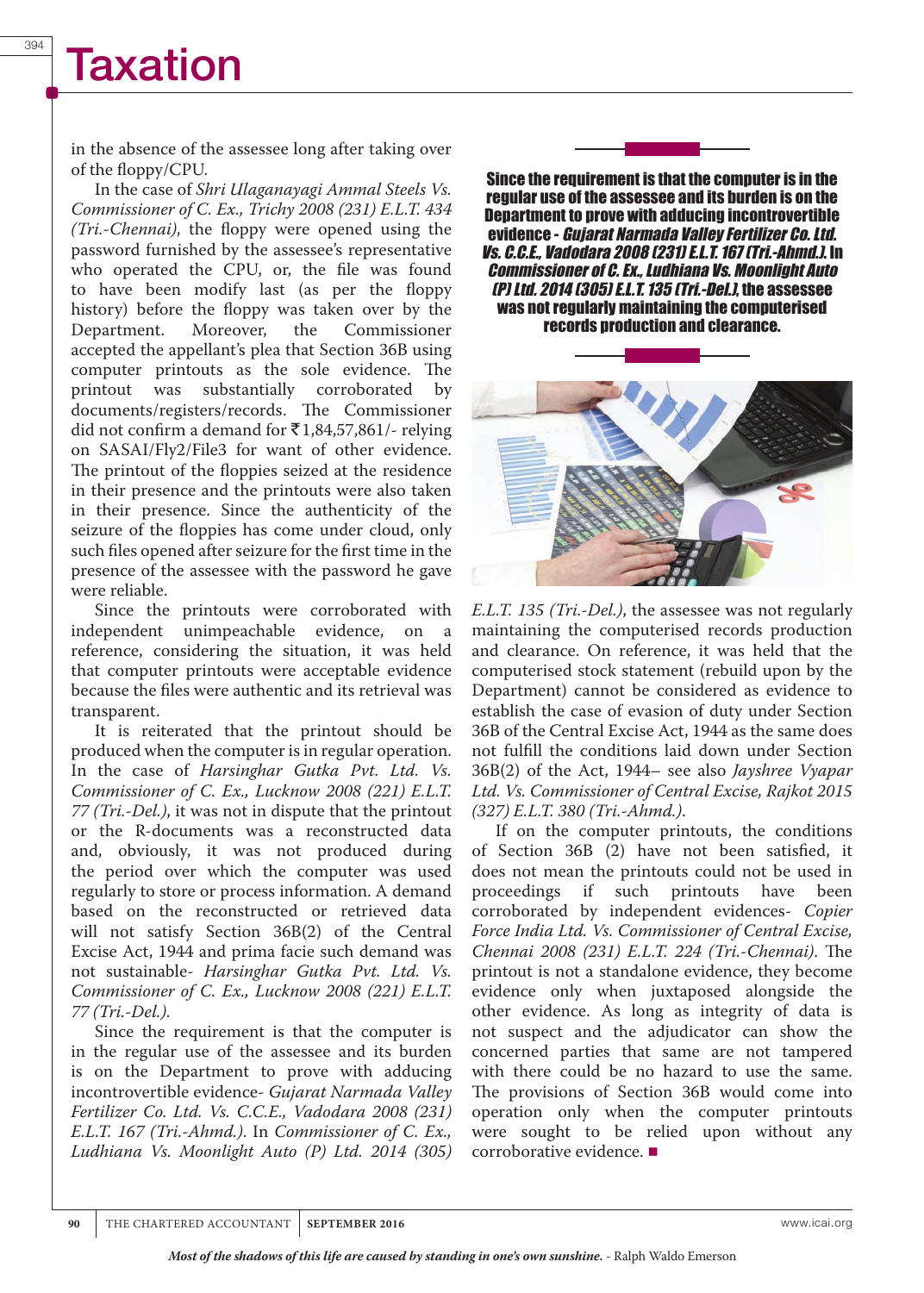# Taxation

in the absence of the assessee long after taking over of the floppy/CPU.

In the case of *Shri Ulaganayagi Ammal Steels Vs. Commissioner of C. Ex., Trichy 2008 (231) E.L.T. 434 (Tri.-Chennai)*, the floppy were opened using the password furnished by the assessee's representative who operated the CPU, or, the file was found to have been modify last (as per the floppy history) before the floppy was taken over by the Department. Moreover, the Commissioner accepted the appellant's plea that Section 36B using computer printouts as the sole evidence. The printout was substantially corroborated by documents/registers/records. The Commissioner did not confirm a demand for ₹1,84,57,861/- relying on SASAI/Fly2/File3 for want of other evidence. The printout of the floppies seized at the residence in their presence and the printouts were also taken in their presence. Since the authenticity of the seizure of the floppies has come under cloud, only such files opened after seizure for the first time in the presence of the assessee with the password he gave were reliable.

Since the printouts were corroborated with independent unimpeachable evidence, on a reference, considering the situation, it was held that computer printouts were acceptable evidence because the files were authentic and its retrieval was transparent.

It is reiterated that the printout should be produced when the computer is in regular operation. In the case of *Harsinghar Gutka Pvt. Ltd. Vs. Commissioner of C. Ex., Lucknow 2008 (221) E.L.T. 77 (Tri.-Del.)*, it was not in dispute that the printout or the R-documents was a reconstructed data and, obviously, it was not produced during the period over which the computer was used regularly to store or process information. A demand based on the reconstructed or retrieved data will not satisfy Section 36B(2) of the Central Excise Act, 1944 and prima facie such demand was not sustainable- *Harsinghar Gutka Pvt. Ltd. Vs. Commissioner of C. Ex., Lucknow 2008 (221) E.L.T. 77 (Tri.-Del.)*.

Since the requirement is that the computer is in the regular use of the assessee and its burden is on the Department to prove with adducing incontrovertible evidence- *Gujarat Narmada Valley Fertilizer Co. Ltd. Vs. C.C.E., Vadodara 2008 (231) E.L.T. 167 (Tri.-Ahmd.)*. In *Commissioner of C. Ex., Ludhiana Vs. Moonlight Auto (P) Ltd. 2014 (305) E.L.T. 135 (Tri.-Del.)*, the assessee was not regularly maintaining the computerised records production and clearance. On reference, it was held that the computerised stock statement (rebuild upon by the Department) cannot be considered as evidence to establish the case of evasion of duty under Section 36B of the Central Excise Act, 1944 as the same does not fulfill the conditions laid down under Section 36B(2) of the Act, 1944– see also *Jayshree Vyapar Ltd. Vs. Commissioner of Central Excise, Rajkot 2015 (327) E.L.T. 380 (Tri.-Ahmd.)*.

If on the computer printouts, the conditions of Section 36B (2) have not been satisfied, it does not mean the printouts could not be used in proceedings if such printouts have been corroborated by independent evidences- *Copier Force India Ltd. Vs. Commissioner of Central Excise, Chennai 2008 (231) E.L.T. 224 (Tri.-Chennai)*. The printout is not a standalone evidence, they become evidence only when juxtaposed alongside the other evidence. As long as integrity of data is not suspect and the adjudicator can show the concerned parties that same are not tampered with there could be no hazard to use the same. The provisions of Section 36B would come into operation only when the computer printouts were sought to be relied upon without any corroborative evidence. ■